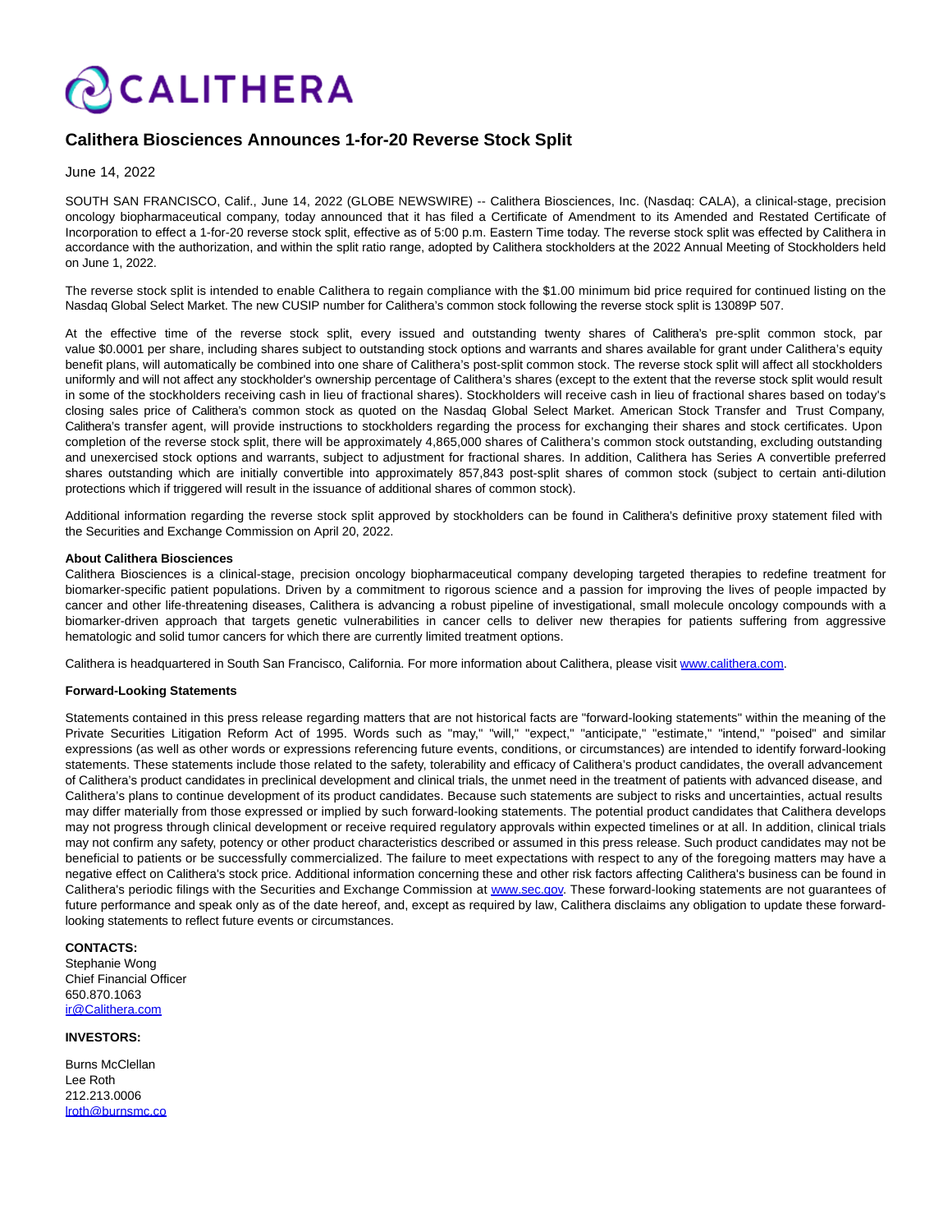CALITHERA

# Calithera Biosciences Announces 1-for-20 Reverse Stock Split

June 14, 2022

SOUTH SAN FRANCISCO, Calif., June 14, 2022 (GLOBE NEWSWIRE) -- Calithera Biosciences, Inc. (Nasdaq: CALA), a clinical-stage, precision oncology biopharmaceutical company, today announced that it has filed a Certificate of Amendment to its Amended and Restated Certificate of Incorporation to effect a 1-for-20 reverse stock split, effective as of 5:00 p.m. Eastern Time today. The reverse stock split was effected by Calithera in accordance with the authorization, and within the split ratio range, adopted by Calithera stockholders at the 2022 Annual Meeting of Stockholders held on June 1, 2022.

The reverse stock split is intended to enable Calithera to regain compliance with the $1.00 minimum bid price required for continued listing on the Nasdaq Global Select Market. The new CUSIP number for Calithera's common stock following the reverse stock split is 13089P 507.

At the effective time of the reverse stock split, every issued and outstanding twenty shares of Calithera's pre-split common stock, par value $0.0001 per share, including shares subject to outstanding stock options and warrants and shares available for grant under Calithera's equity benefit plans, will automatically be combined into one share of Calithera's post-split common stock. The reverse stock split will affect all stockholders uniformly and will not affect any stockholder's ownership percentage of Calithera's shares (except to the extent that the reverse stock split would result in some of the stockholders receiving cash in lieu of fractional shares). Stockholders will receive cash in lieu of fractional shares based on today's closing sales price of Calithera's common stock as quoted on the Nasdaq Global Select Market. American Stock Transfer and Trust Company, Calithera's transfer agent, will provide instructions to stockholders regarding the process for exchanging their shares and stock certificates. Upon completion of the reverse stock split, there will be approximately 4,865,000 shares of Calithera's common stock outstanding, excluding outstanding and unexercised stock options and warrants, subject to adjustment for fractional shares. In addition, Calithera has Series A convertible preferred shares outstanding which are initially convertible into approximately 857,843 post-split shares of common stock (subject to certain anti-dilution protections which if triggered will result in the issuance of additional shares of common stock).

Additional information regarding the reverse stock split approved by stockholders can be found in Calithera's definitive proxy statement filed with the Securities and Exchange Commission on April 20, 2022.

**About Calithera Biosciences**

Calithera Biosciences is a clinical-stage, precision oncology biopharmaceutical company developing targeted therapies to redefine treatment for biomarker-specific patient populations. Driven by a commitment to rigorous science and a passion for improving the lives of people impacted by cancer and other life-threatening diseases, Calithera is advancing a robust pipeline of investigational, small molecule oncology compounds with a biomarker-driven approach that targets genetic vulnerabilities in cancer cells to deliver new therapies for patients suffering from aggressive hematologic and solid tumor cancers for which there are currently limited treatment options.

Calithera is headquartered in South San Francisco, California. For more information about Calithera, please visit www.calithera.com.

**Forward-Looking Statements**

Statements contained in this press release regarding matters that are not historical facts are "forward-looking statements" within the meaning of the Private Securities Litigation Reform Act of 1995. Words such as "may," "will," "expect," "anticipate," "estimate," "intend," "poised" and similar expressions (as well as other words or expressions referencing future events, conditions, or circumstances) are intended to identify forward-looking statements. These statements include those related to the safety, tolerability and efficacy of Calithera's product candidates, the overall advancement of Calithera's product candidates in preclinical development and clinical trials, the unmet need in the treatment of patients with advanced disease, and Calithera's plans to continue development of its product candidates. Because such statements are subject to risks and uncertainties, actual results may differ materially from those expressed or implied by such forward-looking statements. The potential product candidates that Calithera develops may not progress through clinical development or receive required regulatory approvals within expected timelines or at all. In addition, clinical trials may not confirm any safety, potency or other product characteristics described or assumed in this press release. Such product candidates may not be beneficial to patients or be successfully commercialized. The failure to meet expectations with respect to any of the foregoing matters may have a negative effect on Calithera's stock price. Additional information concerning these and other risk factors affecting Calithera's business can be found in Calithera's periodic filings with the Securities and Exchange Commission at www.sec.gov. These forward-looking statements are not guarantees of future performance and speak only as of the date hereof, and, except as required by law, Calithera disclaims any obligation to update these forward-looking statements to reflect future events or circumstances.

**CONTACTS:**

Stephanie Wong
Chief Financial Officer
650.870.1063
ir@Calithera.com

**INVESTORS:**

Burns McClellan
Lee Roth
212.213.0006
lroth@burnsmc.co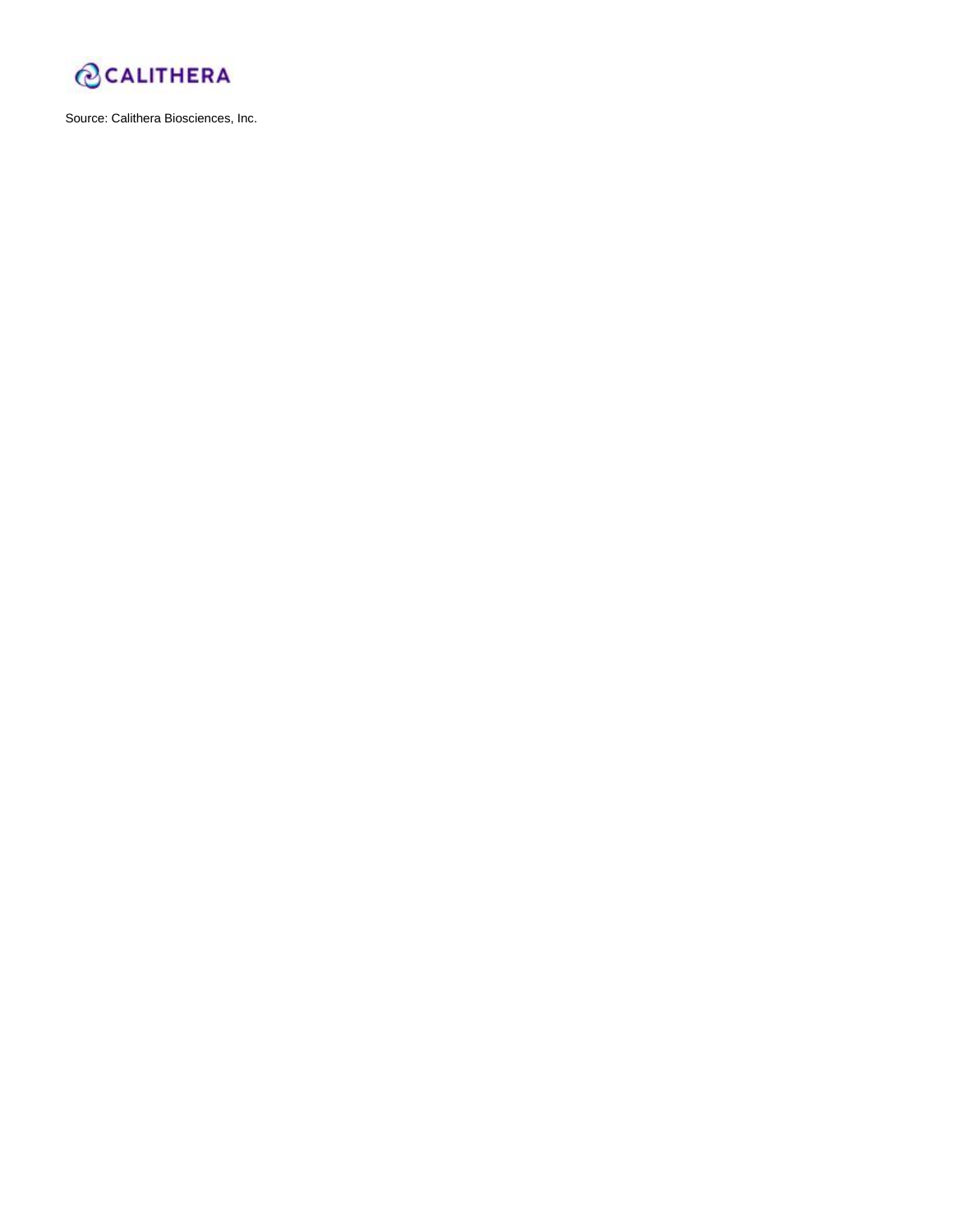CALITHERA

Source: Calithera Biosciences, Inc.